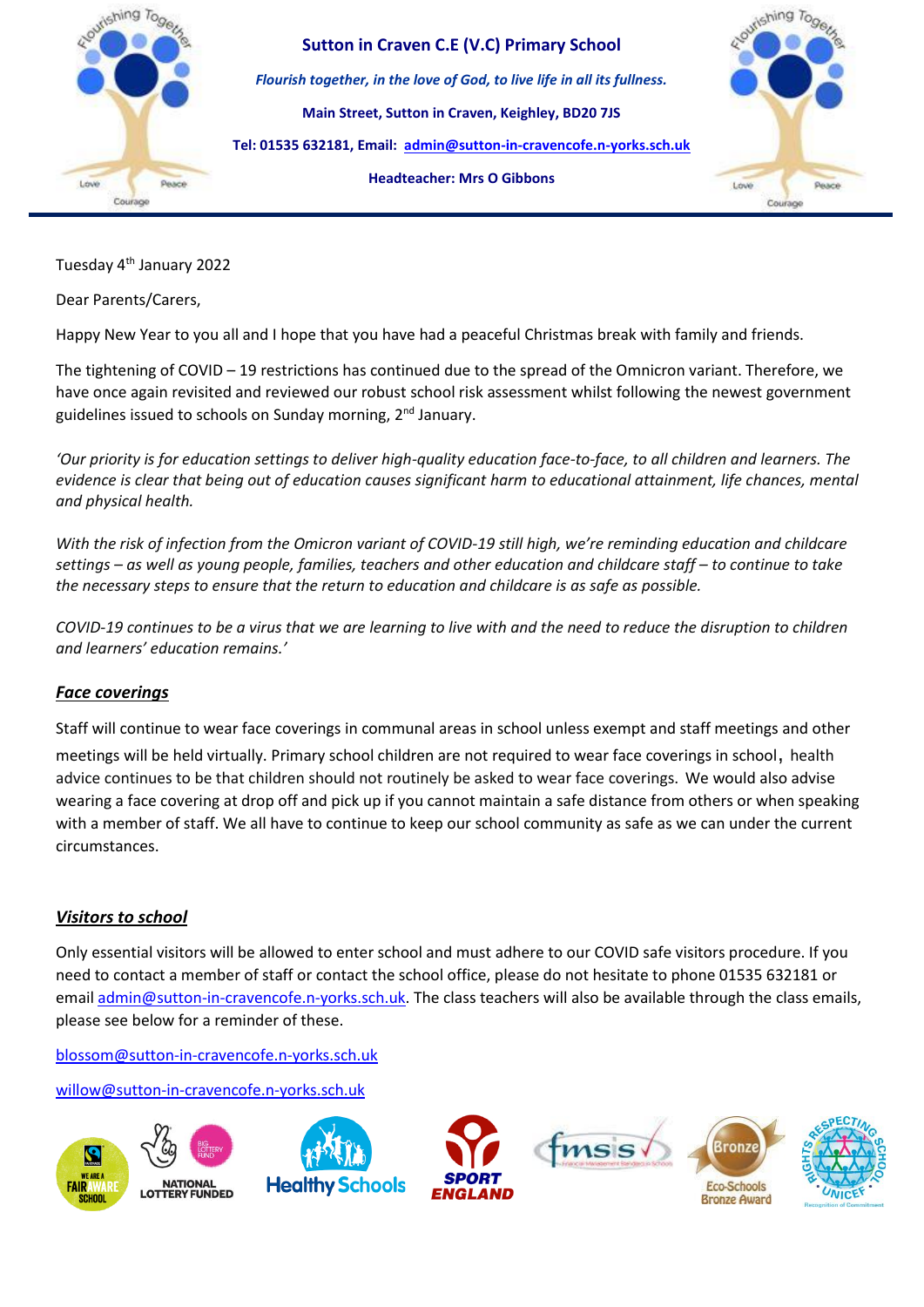# Sutton in Craven C.E (V.C) Primary School

*Flourish together, in the love of God, to live life in all its fullness.*

**Main Street, Sutton in Craven, Keighley, BD20 7JS**

**Tel: 01535 632181, Email: admin@sutton-in-cravencofe.n-yorks.sch.uk**

**Headteacher: Mrs O Gibbons**

Tuesday 4th January 2022

Dear Parents/Carers,

Happy New Year to you all and I hope that you have had a peaceful Christmas break with family and friends.

The tightening of COVID – 19 restrictions has continued due to the spread of the Omnicron variant. Therefore, we have once again revisited and reviewed our robust school risk assessment whilst following the newest government guidelines issued to schools on Sunday morning, 2nd January.

*'Our priority is for education settings to deliver high-quality education face-to-face, to all children and learners. The evidence is clear that being out of education causes significant harm to educational attainment, life chances, mental and physical health.*

*With the risk of infection from the Omicron variant of COVID-19 still high, we're reminding education and childcare settings – as well as young people, families, teachers and other education and childcare staff – to continue to take the necessary steps to ensure that the return to education and childcare is as safe as possible.*

*COVID-19 continues to be a virus that we are learning to live with and the need to reduce the disruption to children and learners' education remains.'*

## ***Face coverings***

Staff will continue to wear face coverings in communal areas in school unless exempt and staff meetings and other meetings will be held virtually. Primary school children are not required to wear face coverings in school, health advice continues to be that children should not routinely be asked to wear face coverings. We would also advise wearing a face covering at drop off and pick up if you cannot maintain a safe distance from others or when speaking with a member of staff. We all have to continue to keep our school community as safe as we can under the current circumstances.

## ***Visitors to school***

Only essential visitors will be allowed to enter school and must adhere to our COVID safe visitors procedure. If you need to contact a member of staff or contact the school office, please do not hesitate to phone 01535 632181 or email admin@sutton-in-cravencofe.n-yorks.sch.uk. The class teachers will also be available through the class emails, please see below for a reminder of these.

blossom@sutton-in-cravencofe.n-yorks.sch.uk

willow@sutton-in-cravencofe.n-yorks.sch.uk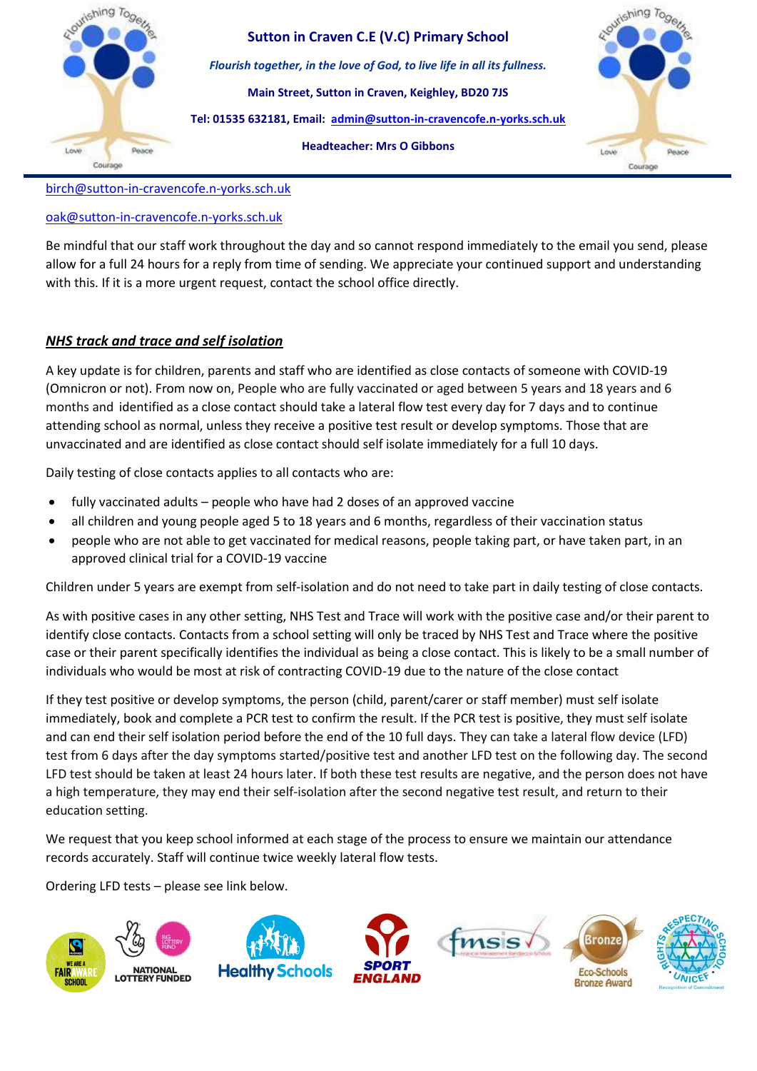[birch@sutton-in-cravencofe.n-yorks.sch.uk](mailto:birch@sutton-in-cravencofe.n-yorks.sch.uk)

[oak@sutton-in-cravencofe.n-yorks.sch.uk](mailto:oak@sutton-in-cravencofe.n-yorks.sch.uk)

Be mindful that our staff work throughout the day and so cannot respond immediately to the email you send, please allow for a full 24 hours for a reply from time of sending. We appreciate your continued support and understanding with this. If it is a more urgent request, contact the school office directly.

## ***NHS track and trace and self isolation***

A key update is for children, parents and staff who are identified as close contacts of someone with COVID-19 (Omnicron or not). From now on, People who are fully vaccinated or aged between 5 years and 18 years and 6 months and identified as a close contact should take a lateral flow test every day for 7 days and to continue attending school as normal, unless they receive a positive test result or develop symptoms. Those that are unvaccinated and are identified as close contact should self isolate immediately for a full 10 days.

Daily testing of close contacts applies to all contacts who are:

- fully vaccinated adults – people who have had 2 doses of an approved vaccine
- all children and young people aged 5 to 18 years and 6 months, regardless of their vaccination status
- people who are not able to get vaccinated for medical reasons, people taking part, or have taken part, in an approved clinical trial for a COVID-19 vaccine

Children under 5 years are exempt from self-isolation and do not need to take part in daily testing of close contacts.

As with positive cases in any other setting, NHS Test and Trace will work with the positive case and/or their parent to identify close contacts. Contacts from a school setting will only be traced by NHS Test and Trace where the positive case or their parent specifically identifies the individual as being a close contact. This is likely to be a small number of individuals who would be most at risk of contracting COVID-19 due to the nature of the close contact

If they test positive or develop symptoms, the person (child, parent/carer or staff member) must self isolate immediately, book and complete a PCR test to confirm the result. If the PCR test is positive, they must self isolate and can end their self isolation period before the end of the 10 full days. They can take a lateral flow device (LFD) test from 6 days after the day symptoms started/positive test and another LFD test on the following day. The second LFD test should be taken at least 24 hours later. If both these test results are negative, and the person does not have a high temperature, they may end their self-isolation after the second negative test result, and return to their education setting.

We request that you keep school informed at each stage of the process to ensure we maintain our attendance records accurately. Staff will continue twice weekly lateral flow tests.

Ordering LFD tests – please see link below.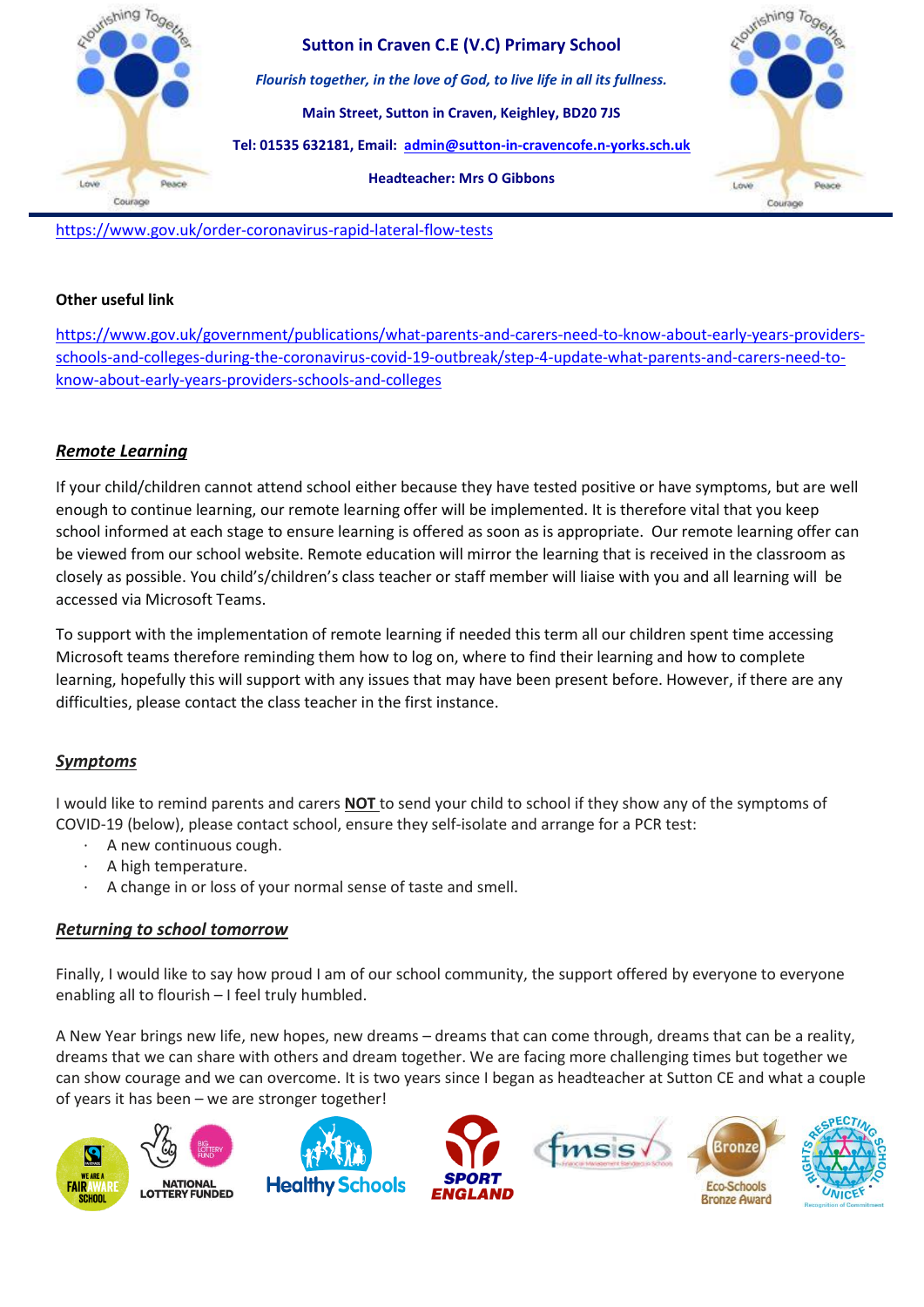https://www.gov.uk/order-coronavirus-rapid-lateral-flow-tests

**Other useful link**

https://www.gov.uk/government/publications/what-parents-and-carers-need-to-know-about-early-years-providers-schools-and-colleges-during-the-coronavirus-covid-19-outbreak/step-4-update-what-parents-and-carers-need-to-know-about-early-years-providers-schools-and-colleges

## ***Remote Learning***

If your child/children cannot attend school either because they have tested positive or have symptoms, but are well enough to continue learning, our remote learning offer will be implemented. It is therefore vital that you keep school informed at each stage to ensure learning is offered as soon as is appropriate. Our remote learning offer can be viewed from our school website. Remote education will mirror the learning that is received in the classroom as closely as possible. You child's/children's class teacher or staff member will liaise with you and all learning will be accessed via Microsoft Teams.

To support with the implementation of remote learning if needed this term all our children spent time accessing Microsoft teams therefore reminding them how to log on, where to find their learning and how to complete learning, hopefully this will support with any issues that may have been present before. However, if there are any difficulties, please contact the class teacher in the first instance.

## ***Symptoms***

I would like to remind parents and carers **NOT** to send your child to school if they show any of the symptoms of COVID-19 (below), please contact school, ensure they self-isolate and arrange for a PCR test:

- A new continuous cough.
- A high temperature.
- A change in or loss of your normal sense of taste and smell.

## ***Returning to school tomorrow***

Finally, I would like to say how proud I am of our school community, the support offered by everyone to everyone enabling all to flourish – I feel truly humbled.

A New Year brings new life, new hopes, new dreams – dreams that can come through, dreams that can be a reality, dreams that we can share with others and dream together. We are facing more challenging times but together we can show courage and we can overcome. It is two years since I began as headteacher at Sutton CE and what a couple of years it has been – we are stronger together!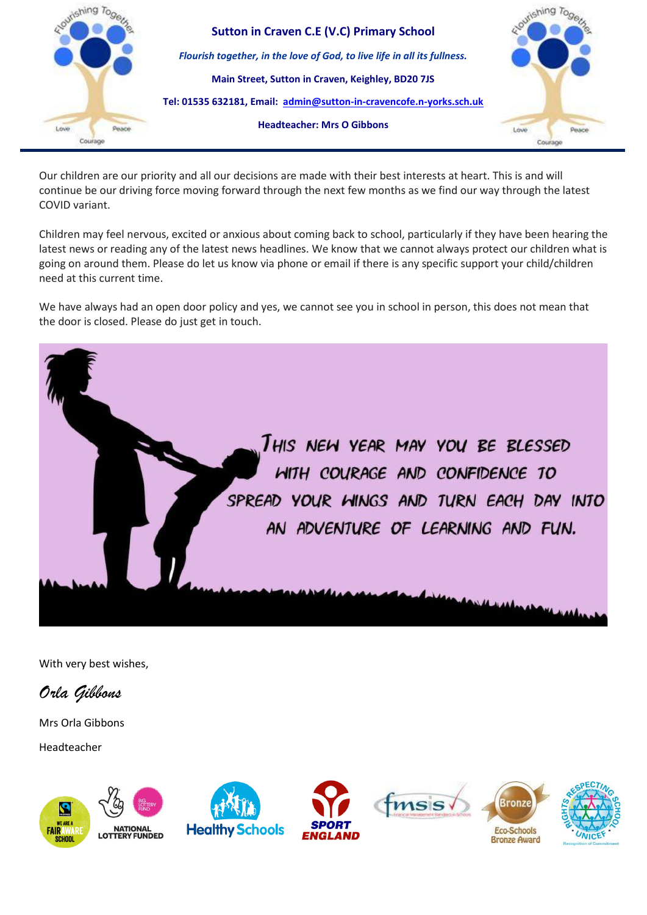**Sutton in Craven C.E (V.C) Primary School**

***Flourish together, in the love of God, to live life in all its fullness.***

**Main Street, Sutton in Craven, Keighley, BD20 7JS**

**Tel: 01535 632181, Email: admin@sutton-in-cravencofe.n-yorks.sch.uk**

**Headteacher: Mrs O Gibbons**

Our children are our priority and all our decisions are made with their best interests at heart. This is and will continue be our driving force moving forward through the next few months as we find our way through the latest COVID variant.

Children may feel nervous, excited or anxious about coming back to school, particularly if they have been hearing the latest news or reading any of the latest news headlines. We know that we cannot always protect our children what is going on around them. Please do let us know via phone or email if there is any specific support your child/children need at this current time.

We have always had an open door policy and yes, we cannot see you in school in person, this does not mean that the door is closed. Please do just get in touch.

THIS NEW YEAR MAY YOU BE BLESSED WITH COURAGE AND CONFIDENCE TO SPREAD YOUR WINGS AND TURN EACH DAY INTO AN ADVENTURE OF LEARNING AND FUN.

With very best wishes,

*Orla Gibbons*

Mrs Orla Gibbons

Headteacher